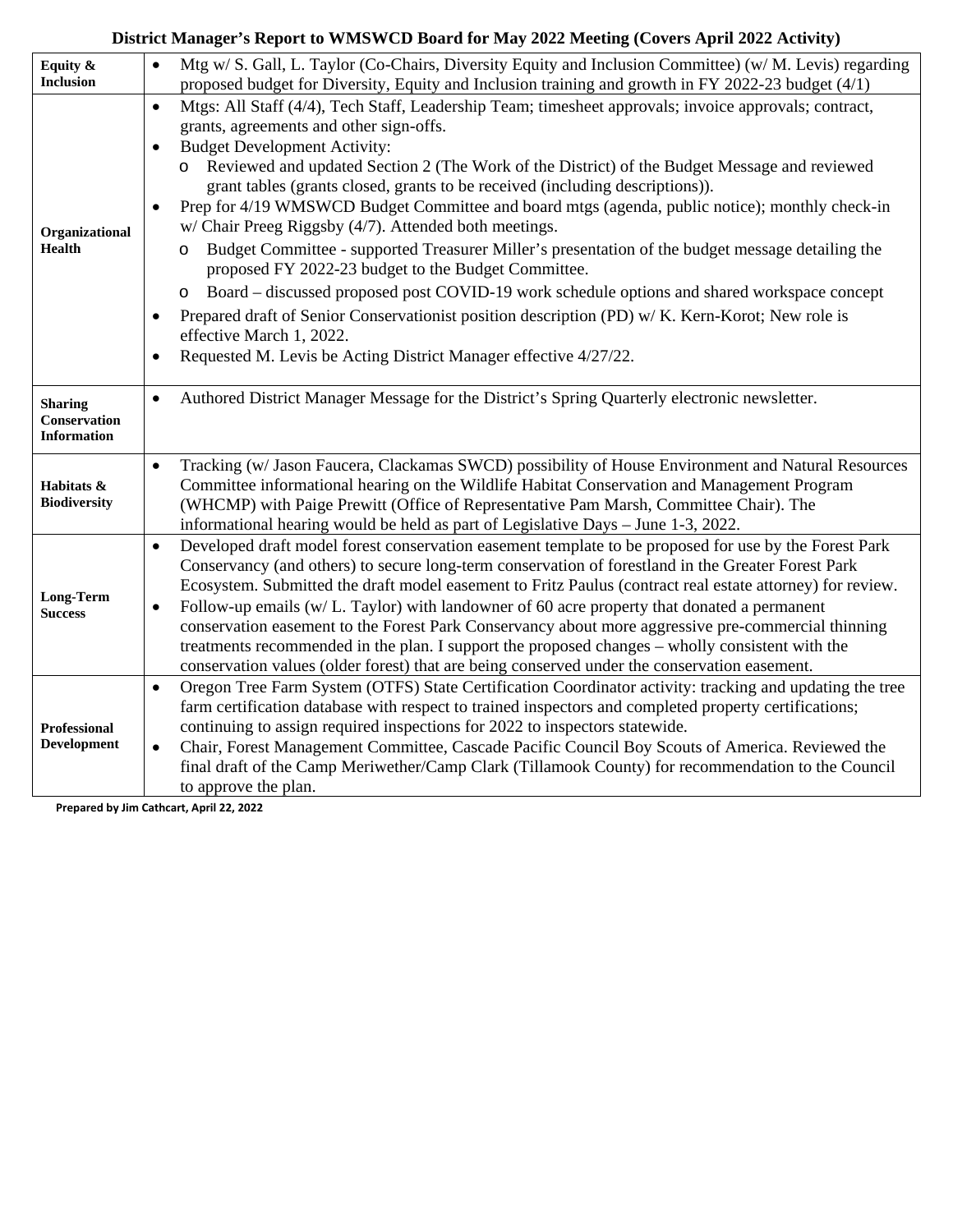# District Manager's Report to WMSWCD Board for May 2022 Meeting (Covers April 2022 Activity)

| | |
|---|---|
| **Equity & Inclusion** | • Mtg w/ S. Gall, L. Taylor (Co-Chairs, Diversity Equity and Inclusion Committee) (w/ M. Levis) regarding proposed budget for Diversity, Equity and Inclusion training and growth in FY 2022-23 budget (4/1) |
| **Organizational Health** | • Mtgs: All Staff (4/4), Tech Staff, Leadership Team; timesheet approvals; invoice approvals; contract, grants, agreements and other sign-offs.<br>• Budget Development Activity:<br>  o Reviewed and updated Section 2 (The Work of the District) of the Budget Message and reviewed grant tables (grants closed, grants to be received (including descriptions)).<br>• Prep for 4/19 WMSWCD Budget Committee and board mtgs (agenda, public notice); monthly check-in w/ Chair Preeg Riggsby (4/7). Attended both meetings.<br>  o Budget Committee - supported Treasurer Miller's presentation of the budget message detailing the proposed FY 2022-23 budget to the Budget Committee.<br>  o Board – discussed proposed post COVID-19 work schedule options and shared workspace concept<br>• Prepared draft of Senior Conservationist position description (PD) w/ K. Kern-Korot; New role is effective March 1, 2022.<br>• Requested M. Levis be Acting District Manager effective 4/27/22. |
| **Sharing Conservation Information** | • Authored District Manager Message for the District's Spring Quarterly electronic newsletter. |
| **Habitats & Biodiversity** | • Tracking (w/ Jason Faucera, Clackamas SWCD) possibility of House Environment and Natural Resources Committee informational hearing on the Wildlife Habitat Conservation and Management Program (WHCMP) with Paige Prewitt (Office of Representative Pam Marsh, Committee Chair). The informational hearing would be held as part of Legislative Days – June 1-3, 2022. |
| **Long-Term Success** | • Developed draft model forest conservation easement template to be proposed for use by the Forest Park Conservancy (and others) to secure long-term conservation of forestland in the Greater Forest Park Ecosystem. Submitted the draft model easement to Fritz Paulus (contract real estate attorney) for review.<br>• Follow-up emails (w/ L. Taylor) with landowner of 60 acre property that donated a permanent conservation easement to the Forest Park Conservancy about more aggressive pre-commercial thinning treatments recommended in the plan. I support the proposed changes – wholly consistent with the conservation values (older forest) that are being conserved under the conservation easement. |
| **Professional Development** | • Oregon Tree Farm System (OTFS) State Certification Coordinator activity: tracking and updating the tree farm certification database with respect to trained inspectors and completed property certifications; continuing to assign required inspections for 2022 to inspectors statewide.<br>• Chair, Forest Management Committee, Cascade Pacific Council Boy Scouts of America. Reviewed the final draft of the Camp Meriwether/Camp Clark (Tillamook County) for recommendation to the Council to approve the plan. |

**Prepared by Jim Cathcart, April 22, 2022**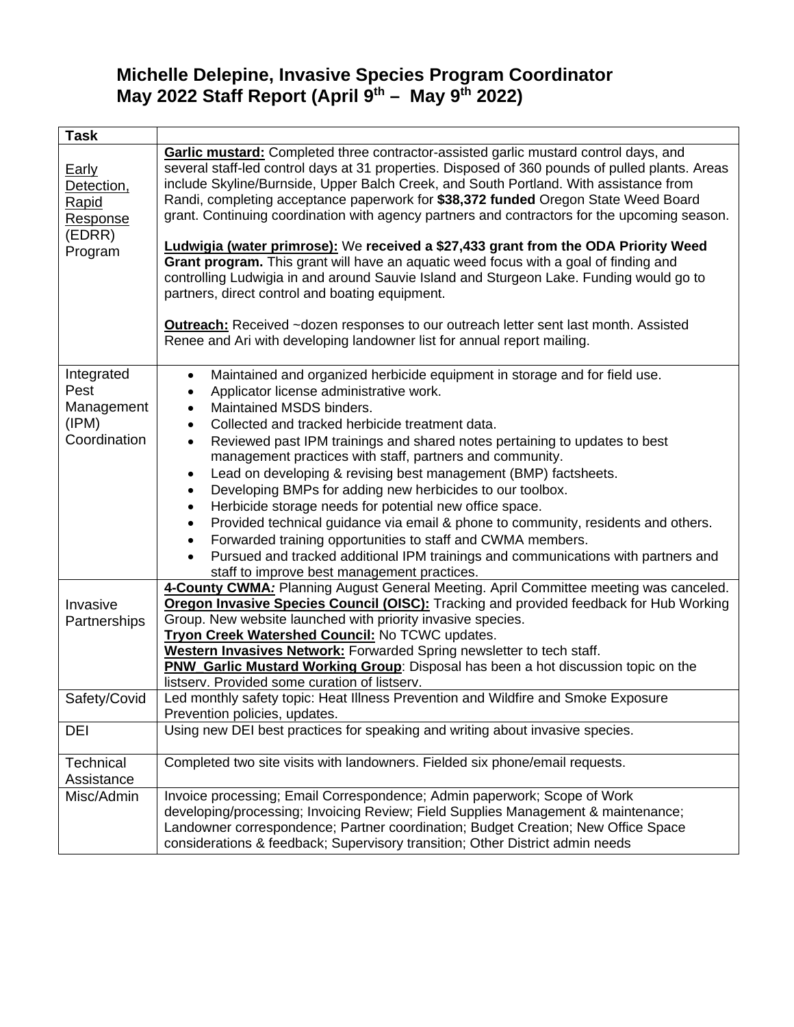# Michelle Delepine, Invasive Species Program Coordinator
# May 2022 Staff Report (April 9th – May 9th 2022)

| Task | |
|---|---|
| Early Detection, Rapid Response (EDRR) Program | **Garlic mustard:** Completed three contractor-assisted garlic mustard control days, and several staff-led control days at 31 properties. Disposed of 360 pounds of pulled plants. Areas include Skyline/Burnside, Upper Balch Creek, and South Portland. With assistance from Randi, completing acceptance paperwork for **$38,372 funded** Oregon State Weed Board grant. Continuing coordination with agency partners and contractors for the upcoming season.<br><br>**Ludwigia (water primrose):** We **received a $27,433 grant from the ODA Priority Weed Grant program.** This grant will have an aquatic weed focus with a goal of finding and controlling Ludwigia in and around Sauvie Island and Sturgeon Lake. Funding would go to partners, direct control and boating equipment.<br><br>**Outreach:** Received ~dozen responses to our outreach letter sent last month. Assisted Renee and Ari with developing landowner list for annual report mailing. |
| Integrated Pest Management (IPM) Coordination | • Maintained and organized herbicide equipment in storage and for field use.<br>• Applicator license administrative work.<br>• Maintained MSDS binders.<br>• Collected and tracked herbicide treatment data.<br>• Reviewed past IPM trainings and shared notes pertaining to updates to best management practices with staff, partners and community.<br>• Lead on developing & revising best management (BMP) factsheets.<br>• Developing BMPs for adding new herbicides to our toolbox.<br>• Herbicide storage needs for potential new office space.<br>• Provided technical guidance via email & phone to community, residents and others.<br>• Forwarded training opportunities to staff and CWMA members.<br>• Pursued and tracked additional IPM trainings and communications with partners and staff to improve best management practices. |
| Invasive Partnerships | **4-County CWMA:** Planning August General Meeting. April Committee meeting was canceled.<br>**Oregon Invasive Species Council (OISC):** Tracking and provided feedback for Hub Working Group. New website launched with priority invasive species.<br>**Tryon Creek Watershed Council:** No TCWC updates.<br>**Western Invasives Network:** Forwarded Spring newsletter to tech staff.<br>**PNW_Garlic Mustard Working Group**: Disposal has been a hot discussion topic on the listserv. Provided some curation of listserv. |
| Safety/Covid | Led monthly safety topic: Heat Illness Prevention and Wildfire and Smoke Exposure Prevention policies, updates. |
| DEI | Using new DEI best practices for speaking and writing about invasive species. |
| Technical Assistance | Completed two site visits with landowners. Fielded six phone/email requests. |
| Misc/Admin | Invoice processing; Email Correspondence; Admin paperwork; Scope of Work developing/processing; Invoicing Review; Field Supplies Management & maintenance; Landowner correspondence; Partner coordination; Budget Creation; New Office Space considerations & feedback; Supervisory transition; Other District admin needs |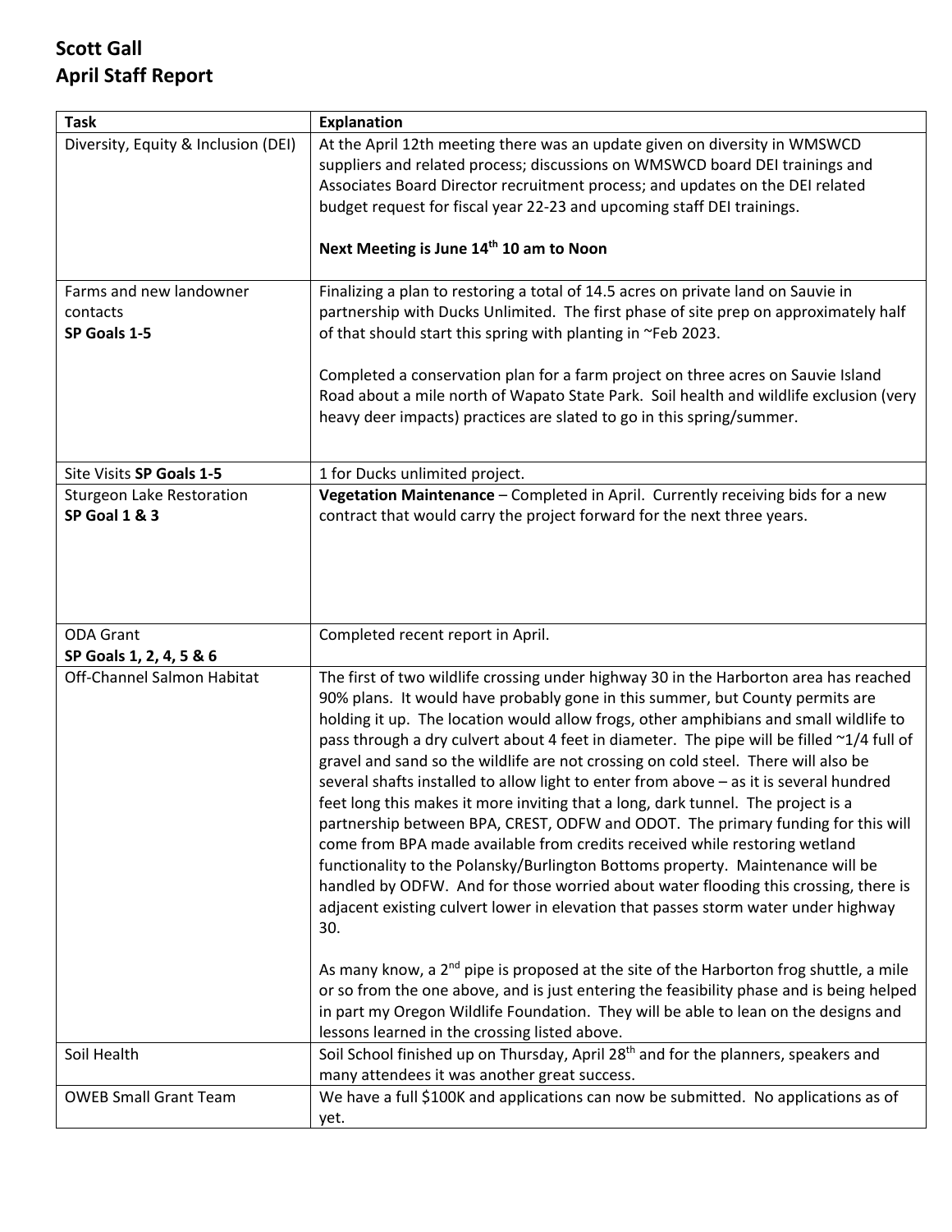# Scott Gall
# April Staff Report

| Task | Explanation |
|---|---|
| Diversity, Equity & Inclusion (DEI) | At the April 12th meeting there was an update given on diversity in WMSWCD suppliers and related process; discussions on WMSWCD board DEI trainings and Associates Board Director recruitment process; and updates on the DEI related budget request for fiscal year 22-23 and upcoming staff DEI trainings.<br><br>**Next Meeting is June 14th 10 am to Noon** |
| Farms and new landowner contacts<br>**SP Goals 1-5** | Finalizing a plan to restoring a total of 14.5 acres on private land on Sauvie in partnership with Ducks Unlimited. The first phase of site prep on approximately half of that should start this spring with planting in ~Feb 2023.<br><br>Completed a conservation plan for a farm project on three acres on Sauvie Island Road about a mile north of Wapato State Park. Soil health and wildlife exclusion (very heavy deer impacts) practices are slated to go in this spring/summer. |
| Site Visits **SP Goals 1-5** | 1 for Ducks unlimited project. |
| Sturgeon Lake Restoration<br>**SP Goal 1 & 3** | **Vegetation Maintenance** – Completed in April. Currently receiving bids for a new contract that would carry the project forward for the next three years. |
| ODA Grant<br>**SP Goals 1, 2, 4, 5 & 6** | Completed recent report in April. |
| Off-Channel Salmon Habitat | The first of two wildlife crossing under highway 30 in the Harborton area has reached 90% plans. It would have probably gone in this summer, but County permits are holding it up. The location would allow frogs, other amphibians and small wildlife to pass through a dry culvert about 4 feet in diameter. The pipe will be filled ~1/4 full of gravel and sand so the wildlife are not crossing on cold steel. There will also be several shafts installed to allow light to enter from above – as it is several hundred feet long this makes it more inviting that a long, dark tunnel. The project is a partnership between BPA, CREST, ODFW and ODOT. The primary funding for this will come from BPA made available from credits received while restoring wetland functionality to the Polansky/Burlington Bottoms property. Maintenance will be handled by ODFW. And for those worried about water flooding this crossing, there is adjacent existing culvert lower in elevation that passes storm water under highway 30.<br><br>As many know, a 2nd pipe is proposed at the site of the Harborton frog shuttle, a mile or so from the one above, and is just entering the feasibility phase and is being helped in part my Oregon Wildlife Foundation. They will be able to lean on the designs and lessons learned in the crossing listed above. |
| Soil Health | Soil School finished up on Thursday, April 28th and for the planners, speakers and many attendees it was another great success. |
| OWEB Small Grant Team | We have a full $100K and applications can now be submitted. No applications as of yet. |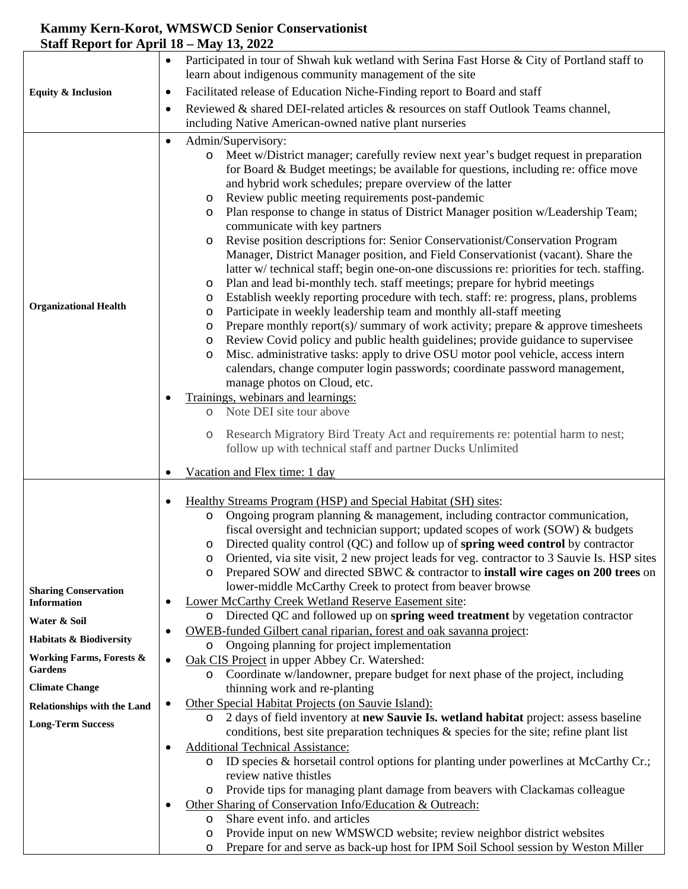# Kammy Kern-Korot, WMSWCD Senior Conservationist
## Staff Report for April 18 – May 13, 2022

| | |
|---|---|
| **Equity & Inclusion** | • Participated in tour of Shwah kuk wetland with Serina Fast Horse & City of Portland staff to learn about indigenous community management of the site<br>• Facilitated release of Education Niche-Finding report to Board and staff<br>• Reviewed & shared DEI-related articles & resources on staff Outlook Teams channel, including Native American-owned native plant nurseries |
| **Organizational Health** | • Admin/Supervisory:<br>  o Meet w/District manager; carefully review next year's budget request in preparation for Board & Budget meetings; be available for questions, including re: office move and hybrid work schedules; prepare overview of the latter<br>  o Review public meeting requirements post-pandemic<br>  o Plan response to change in status of District Manager position w/Leadership Team; communicate with key partners<br>  o Revise position descriptions for: Senior Conservationist/Conservation Program Manager, District Manager position, and Field Conservationist (vacant). Share the latter w/ technical staff; begin one-on-one discussions re: priorities for tech. staffing.<br>  o Plan and lead bi-monthly tech. staff meetings; prepare for hybrid meetings<br>  o Establish weekly reporting procedure with tech. staff: re: progress, plans, problems<br>  o Participate in weekly leadership team and monthly all-staff meeting<br>  o Prepare monthly report(s)/ summary of work activity; prepare & approve timesheets<br>  o Review Covid policy and public health guidelines; provide guidance to supervisee<br>  o Misc. administrative tasks: apply to drive OSU motor pool vehicle, access intern calendars, change computer login passwords; coordinate password management, manage photos on Cloud, etc.<br>• Trainings, webinars and learnings:<br>  o Note DEI site tour above<br>  o Research Migratory Bird Treaty Act and requirements re: potential harm to nest; follow up with technical staff and partner Ducks Unlimited<br>• Vacation and Flex time: 1 day |
| **Sharing Conservation Information**<br>**Water & Soil**<br>**Habitats & Biodiversity**<br>**Working Farms, Forests & Gardens**<br>**Climate Change**<br>**Relationships with the Land**<br>**Long-Term Success** | • Healthy Streams Program (HSP) and Special Habitat (SH) sites:<br>  o Ongoing program planning & management, including contractor communication, fiscal oversight and technician support; updated scopes of work (SOW) & budgets<br>  o Directed quality control (QC) and follow up of **spring weed control** by contractor<br>  o Oriented, via site visit, 2 new project leads for veg. contractor to 3 Sauvie Is. HSP sites<br>  o Prepared SOW and directed SBWC & contractor to **install wire cages on 200 trees** on lower-middle McCarthy Creek to protect from beaver browse<br>• Lower McCarthy Creek Wetland Reserve Easement site:<br>  o Directed QC and followed up on **spring weed treatment** by vegetation contractor<br>• OWEB-funded Gilbert canal riparian, forest and oak savanna project:<br>  o Ongoing planning for project implementation<br>• Oak CIS Project in upper Abbey Cr. Watershed:<br>  o Coordinate w/landowner, prepare budget for next phase of the project, including thinning work and re-planting<br>• Other Special Habitat Projects (on Sauvie Island):<br>  o 2 days of field inventory at **new Sauvie Is. wetland habitat** project: assess baseline conditions, best site preparation techniques & species for the site; refine plant list<br>• Additional Technical Assistance:<br>  o ID species & horsetail control options for planting under powerlines at McCarthy Cr.; review native thistles<br>  o Provide tips for managing plant damage from beavers with Clackamas colleague<br>• Other Sharing of Conservation Info/Education & Outreach:<br>  o Share event info. and articles<br>  o Provide input on new WMSWCD website; review neighbor district websites<br>  o Prepare for and serve as back-up host for IPM Soil School session by Weston Miller |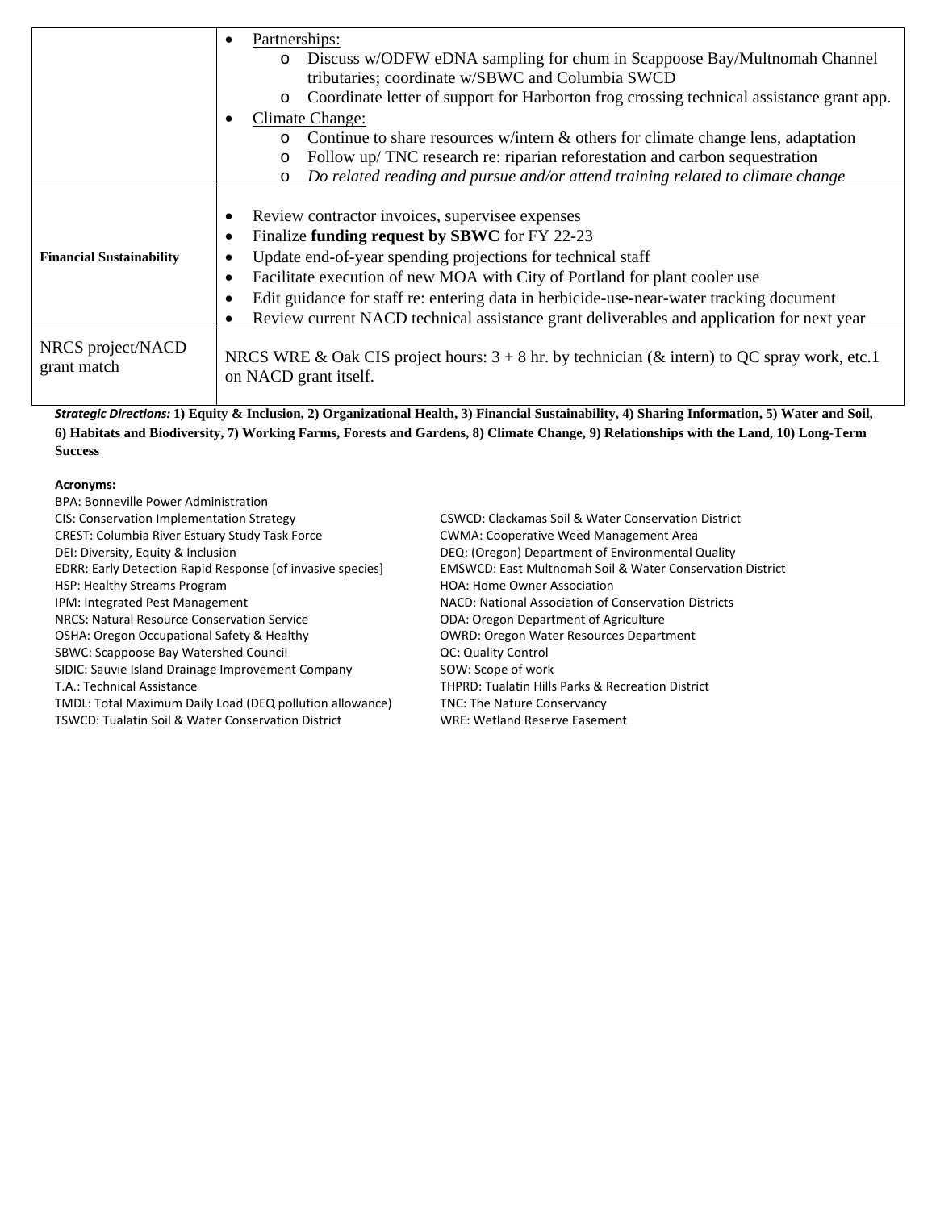| | |
|---|---|
| | • Partnerships:<br>  o Discuss w/ODFW eDNA sampling for chum in Scappoose Bay/Multnomah Channel tributaries; coordinate w/SBWC and Columbia SWCD<br>  o Coordinate letter of support for Harborton frog crossing technical assistance grant app.<br>• Climate Change:<br>  o Continue to share resources w/intern & others for climate change lens, adaptation<br>  o Follow up/ TNC research re: riparian reforestation and carbon sequestration<br>  o *Do related reading and pursue and/or attend training related to climate change* |
| **Financial Sustainability** | • Review contractor invoices, supervisee expenses<br>• Finalize **funding request by SBWC** for FY 22-23<br>• Update end-of-year spending projections for technical staff<br>• Facilitate execution of new MOA with City of Portland for plant cooler use<br>• Edit guidance for staff re: entering data in herbicide-use-near-water tracking document<br>• Review current NACD technical assistance grant deliverables and application for next year |
| NRCS project/NACD grant match | NRCS WRE & Oak CIS project hours: 3 + 8 hr. by technician (& intern) to QC spray work, etc.1 on NACD grant itself. |

***Strategic Directions:*** **1) Equity & Inclusion, 2) Organizational Health, 3) Financial Sustainability, 4) Sharing Information, 5) Water and Soil, 6) Habitats and Biodiversity, 7) Working Farms, Forests and Gardens, 8) Climate Change, 9) Relationships with the Land, 10) Long-Term Success**

**Acronyms:**

BPA: Bonneville Power Administration
CIS: Conservation Implementation Strategy
CREST: Columbia River Estuary Study Task Force
DEI: Diversity, Equity & Inclusion
EDRR: Early Detection Rapid Response [of invasive species]
HSP: Healthy Streams Program
IPM: Integrated Pest Management
NRCS: Natural Resource Conservation Service
OSHA: Oregon Occupational Safety & Healthy
SBWC: Scappoose Bay Watershed Council
SIDIC: Sauvie Island Drainage Improvement Company
T.A.: Technical Assistance
TMDL: Total Maximum Daily Load (DEQ pollution allowance)
TSWCD: Tualatin Soil & Water Conservation District
CSWCD: Clackamas Soil & Water Conservation District
CWMA: Cooperative Weed Management Area
DEQ: (Oregon) Department of Environmental Quality
EMSWCD: East Multnomah Soil & Water Conservation District
HOA: Home Owner Association
NACD: National Association of Conservation Districts
ODA: Oregon Department of Agriculture
OWRD: Oregon Water Resources Department
QC: Quality Control
SOW: Scope of work
THPRD: Tualatin Hills Parks & Recreation District
TNC: The Nature Conservancy
WRE: Wetland Reserve Easement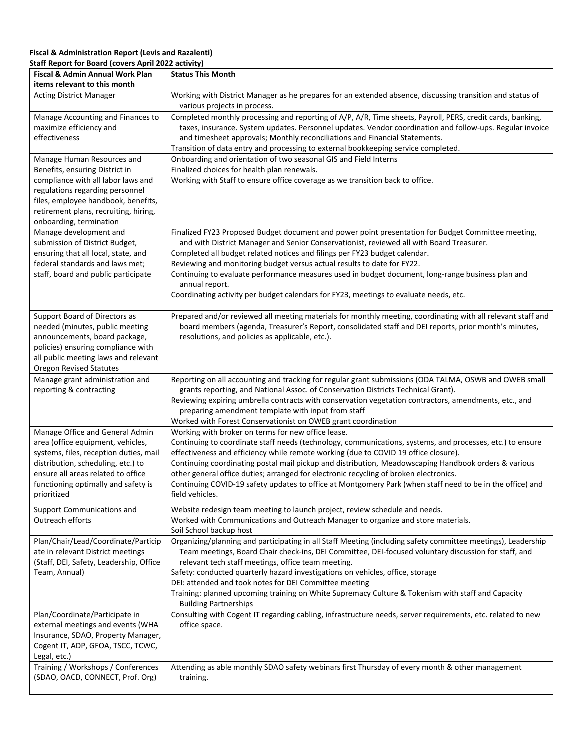**Fiscal & Administration Report (Levis and Razalenti)**
**Staff Report for Board (covers April 2022 activity)**

| Fiscal & Admin Annual Work Plan items relevant to this month | Status This Month |
|---|---|
| Acting District Manager | Working with District Manager as he prepares for an extended absence, discussing transition and status of various projects in process. |
| Manage Accounting and Finances to maximize efficiency and effectiveness | Completed monthly processing and reporting of A/P, A/R, Time sheets, Payroll, PERS, credit cards, banking, taxes, insurance. System updates. Personnel updates. Vendor coordination and follow-ups. Regular invoice and timesheet approvals; Monthly reconciliations and Financial Statements.<br>Transition of data entry and processing to external bookkeeping service completed. |
| Manage Human Resources and Benefits, ensuring District in compliance with all labor laws and regulations regarding personnel files, employee handbook, benefits, retirement plans, recruiting, hiring, onboarding, termination | Onboarding and orientation of two seasonal GIS and Field Interns<br>Finalized choices for health plan renewals.<br>Working with Staff to ensure office coverage as we transition back to office. |
| Manage development and submission of District Budget, ensuring that all local, state, and federal standards and laws met; staff, board and public participate | Finalized FY23 Proposed Budget document and power point presentation for Budget Committee meeting, and with District Manager and Senior Conservationist, reviewed all with Board Treasurer.<br>Completed all budget related notices and filings per FY23 budget calendar.<br>Reviewing and monitoring budget versus actual results to date for FY22.<br>Continuing to evaluate performance measures used in budget document, long-range business plan and annual report.<br>Coordinating activity per budget calendars for FY23, meetings to evaluate needs, etc. |
| Support Board of Directors as needed (minutes, public meeting announcements, board package, policies) ensuring compliance with all public meeting laws and relevant Oregon Revised Statutes | Prepared and/or reviewed all meeting materials for monthly meeting, coordinating with all relevant staff and board members (agenda, Treasurer's Report, consolidated staff and DEI reports, prior month's minutes, resolutions, and policies as applicable, etc.). |
| Manage grant administration and reporting & contracting | Reporting on all accounting and tracking for regular grant submissions (ODA TALMA, OSWB and OWEB small grants reporting, and National Assoc. of Conservation Districts Technical Grant).<br>Reviewing expiring umbrella contracts with conservation vegetation contractors, amendments, etc., and preparing amendment template with input from staff<br>Worked with Forest Conservationist on OWEB grant coordination |
| Manage Office and General Admin area (office equipment, vehicles, systems, files, reception duties, mail distribution, scheduling, etc.) to ensure all areas related to office functioning optimally and safety is prioritized | Working with broker on terms for new office lease.<br>Continuing to coordinate staff needs (technology, communications, systems, and processes, etc.) to ensure effectiveness and efficiency while remote working (due to COVID 19 office closure).<br>Continuing coordinating postal mail pickup and distribution, Meadowscaping Handbook orders & various other general office duties; arranged for electronic recycling of broken electronics.<br>Continuing COVID-19 safety updates to office at Montgomery Park (when staff need to be in the office) and field vehicles. |
| Support Communications and Outreach efforts | Website redesign team meeting to launch project, review schedule and needs.<br>Worked with Communications and Outreach Manager to organize and store materials.<br>Soil School backup host |
| Plan/Chair/Lead/Coordinate/Participate in relevant District meetings (Staff, DEI, Safety, Leadership, Office Team, Annual) | Organizing/planning and participating in all Staff Meeting (including safety committee meetings), Leadership Team meetings, Board Chair check-ins, DEI Committee, DEI-focused voluntary discussion for staff, and relevant tech staff meetings, office team meeting.<br>Safety: conducted quarterly hazard investigations on vehicles, office, storage<br>DEI: attended and took notes for DEI Committee meeting<br>Training: planned upcoming training on White Supremacy Culture & Tokenism with staff and Capacity Building Partnerships |
| Plan/Coordinate/Participate in external meetings and events (WHA Insurance, SDAO, Property Manager, Cogent IT, ADP, GFOA, TSCC, TCWC, Legal, etc.) | Consulting with Cogent IT regarding cabling, infrastructure needs, server requirements, etc. related to new office space. |
| Training / Workshops / Conferences (SDAO, OACD, CONNECT, Prof. Org) | Attending as able monthly SDAO safety webinars first Thursday of every month & other management training. |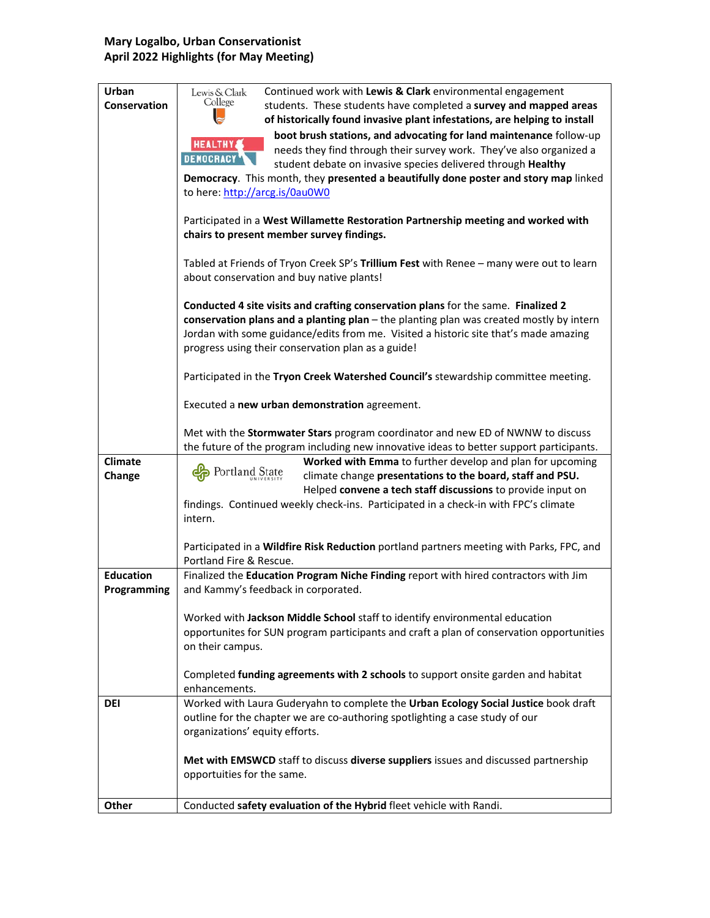**Mary Logalbo, Urban Conservationist**
**April 2022 Highlights (for May Meeting)**

| | |
|---|---|
| **Urban Conservation** | Continued work with **Lewis & Clark** environmental engagement students. These students have completed a **survey and mapped areas of historically found invasive plant infestations, are helping to install boot brush stations, and advocating for land maintenance** follow-up needs they find through their survey work. They've also organized a student debate on invasive species delivered through **Healthy Democracy**. This month, they **presented a beautifully done poster and story map** linked to here: [http://arcg.is/0au0W0](http://arcg.is/0au0W0)<br><br>Participated in a **West Willamette Restoration Partnership meeting and worked with chairs to present member survey findings.**<br><br>Tabled at Friends of Tryon Creek SP's **Trillium Fest** with Renee – many were out to learn about conservation and buy native plants!<br><br>**Conducted 4 site visits and crafting conservation plans** for the same. **Finalized 2 conservation plans and a planting plan** – the planting plan was created mostly by intern Jordan with some guidance/edits from me. Visited a historic site that's made amazing progress using their conservation plan as a guide!<br><br>Participated in the **Tryon Creek Watershed Council's** stewardship committee meeting.<br><br>Executed a **new urban demonstration** agreement.<br><br>Met with the **Stormwater Stars** program coordinator and new ED of NWNW to discuss the future of the program including new innovative ideas to better support participants. |
| **Climate Change** | **Worked with Emma** to further develop and plan for upcoming climate change **presentations to the board, staff and PSU.** Helped **convene a tech staff discussions** to provide input on findings. Continued weekly check-ins. Participated in a check-in with FPC's climate intern.<br><br>Participated in a **Wildfire Risk Reduction** portland partners meeting with Parks, FPC, and Portland Fire & Rescue. |
| **Education Programming** | Finalized the **Education Program Niche Finding** report with hired contractors with Jim and Kammy's feedback in corporated.<br><br>Worked with **Jackson Middle School** staff to identify environmental education opportunites for SUN program participants and craft a plan of conservation opportunities on their campus.<br><br>Completed **funding agreements with 2 schools** to support onsite garden and habitat enhancements. |
| **DEI** | Worked with Laura Guderyahn to complete the **Urban Ecology Social Justice** book draft outline for the chapter we are co-authoring spotlighting a case study of our organizations' equity efforts.<br><br>**Met with EMSWCD** staff to discuss **diverse suppliers** issues and discussed partnership opportunities for the same. |
| **Other** | Conducted **safety evaluation of the Hybrid** fleet vehicle with Randi. |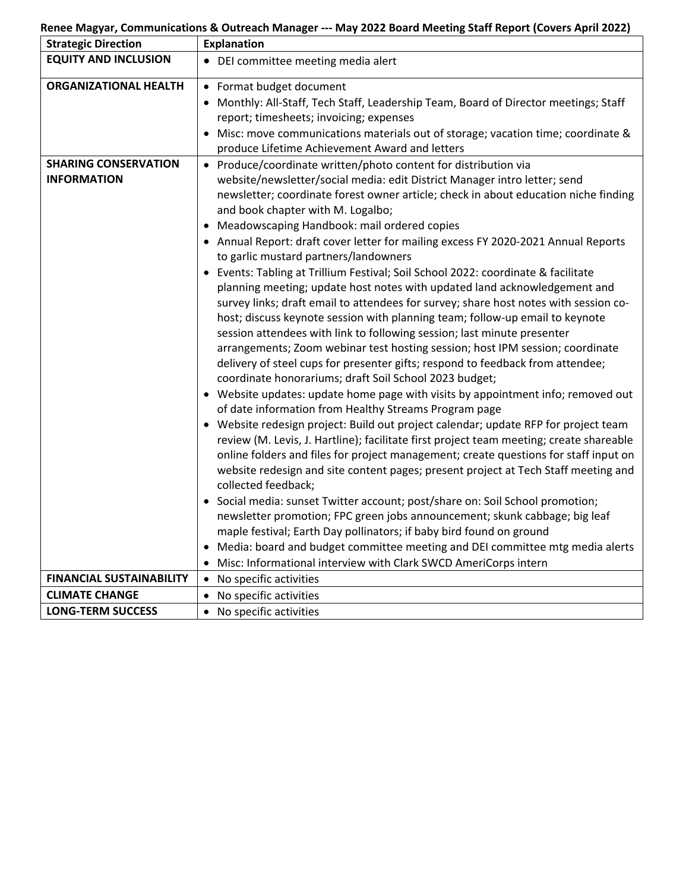**Renee Magyar, Communications & Outreach Manager --- May 2022 Board Meeting Staff Report (Covers April 2022)**

| Strategic Direction | Explanation |
|---|---|
| **EQUITY AND INCLUSION** | • DEI committee meeting media alert |
| **ORGANIZATIONAL HEALTH** | • Format budget document<br>• Monthly: All-Staff, Tech Staff, Leadership Team, Board of Director meetings; Staff report; timesheets; invoicing; expenses<br>• Misc: move communications materials out of storage; vacation time; coordinate & produce Lifetime Achievement Award and letters |
| **SHARING CONSERVATION INFORMATION** | • Produce/coordinate written/photo content for distribution via website/newsletter/social media: edit District Manager intro letter; send newsletter; coordinate forest owner article; check in about education niche finding and book chapter with M. Logalbo;<br>• Meadowscaping Handbook: mail ordered copies<br>• Annual Report: draft cover letter for mailing excess FY 2020-2021 Annual Reports to garlic mustard partners/landowners<br>• Events: Tabling at Trillium Festival; Soil School 2022: coordinate & facilitate planning meeting; update host notes with updated land acknowledgement and survey links; draft email to attendees for survey; share host notes with session co-host; discuss keynote session with planning team; follow-up email to keynote session attendees with link to following session; last minute presenter arrangements; Zoom webinar test hosting session; host IPM session; coordinate delivery of steel cups for presenter gifts; respond to feedback from attendee; coordinate honorariums; draft Soil School 2023 budget;<br>• Website updates: update home page with visits by appointment info; removed out of date information from Healthy Streams Program page<br>• Website redesign project: Build out project calendar; update RFP for project team review (M. Levis, J. Hartline); facilitate first project team meeting; create shareable online folders and files for project management; create questions for staff input on website redesign and site content pages; present project at Tech Staff meeting and collected feedback;<br>• Social media: sunset Twitter account; post/share on: Soil School promotion; newsletter promotion; FPC green jobs announcement; skunk cabbage; big leaf maple festival; Earth Day pollinators; if baby bird found on ground<br>• Media: board and budget committee meeting and DEI committee mtg media alerts<br>• Misc: Informational interview with Clark SWCD AmeriCorps intern |
| **FINANCIAL SUSTAINABILITY** | • No specific activities |
| **CLIMATE CHANGE** | • No specific activities |
| **LONG-TERM SUCCESS** | • No specific activities |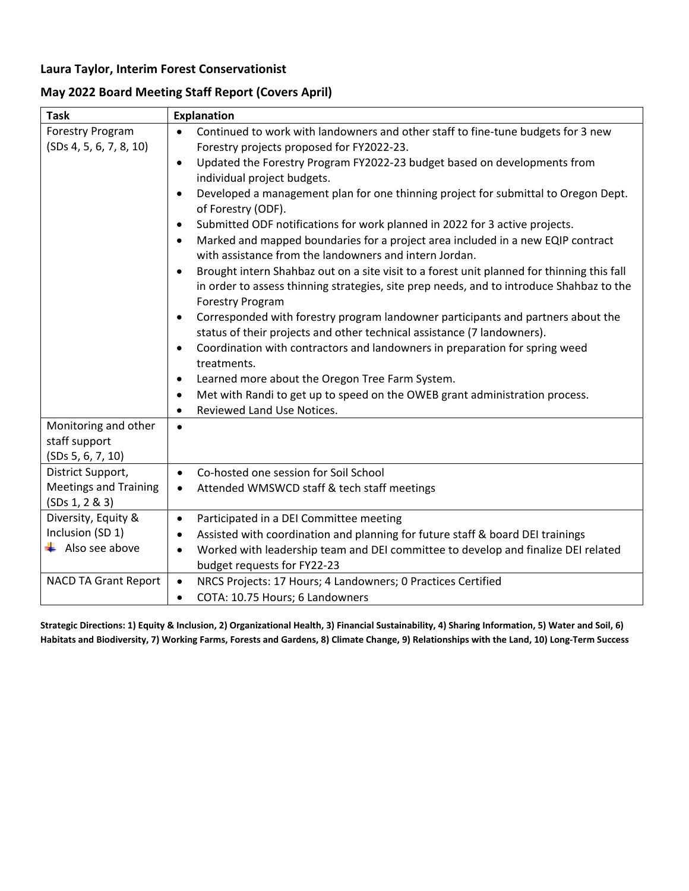**Laura Taylor, Interim Forest Conservationist**

**May 2022 Board Meeting Staff Report (Covers April)**

| Task | Explanation |
|---|---|
| Forestry Program (SDs 4, 5, 6, 7, 8, 10) | • Continued to work with landowners and other staff to fine-tune budgets for 3 new Forestry projects proposed for FY2022-23.<br>• Updated the Forestry Program FY2022-23 budget based on developments from individual project budgets.<br>• Developed a management plan for one thinning project for submittal to Oregon Dept. of Forestry (ODF).<br>• Submitted ODF notifications for work planned in 2022 for 3 active projects.<br>• Marked and mapped boundaries for a project area included in a new EQIP contract with assistance from the landowners and intern Jordan.<br>• Brought intern Shahbaz out on a site visit to a forest unit planned for thinning this fall in order to assess thinning strategies, site prep needs, and to introduce Shahbaz to the Forestry Program<br>• Corresponded with forestry program landowner participants and partners about the status of their projects and other technical assistance (7 landowners).<br>• Coordination with contractors and landowners in preparation for spring weed treatments.<br>• Learned more about the Oregon Tree Farm System.<br>• Met with Randi to get up to speed on the OWEB grant administration process.<br>• Reviewed Land Use Notices. |
| Monitoring and other staff support (SDs 5, 6, 7, 10) | • |
| District Support, Meetings and Training (SDs 1, 2 & 3) | • Co-hosted one session for Soil School<br>• Attended WMSWCD staff & tech staff meetings |
| Diversity, Equity & Inclusion (SD 1)<br>Also see above | • Participated in a DEI Committee meeting<br>• Assisted with coordination and planning for future staff & board DEI trainings<br>• Worked with leadership team and DEI committee to develop and finalize DEI related budget requests for FY22-23 |
| NACD TA Grant Report | • NRCS Projects: 17 Hours; 4 Landowners; 0 Practices Certified<br>• COTA: 10.75 Hours; 6 Landowners |

**Strategic Directions: 1) Equity & Inclusion, 2) Organizational Health, 3) Financial Sustainability, 4) Sharing Information, 5) Water and Soil, 6) Habitats and Biodiversity, 7) Working Farms, Forests and Gardens, 8) Climate Change, 9) Relationships with the Land, 10) Long-Term Success**